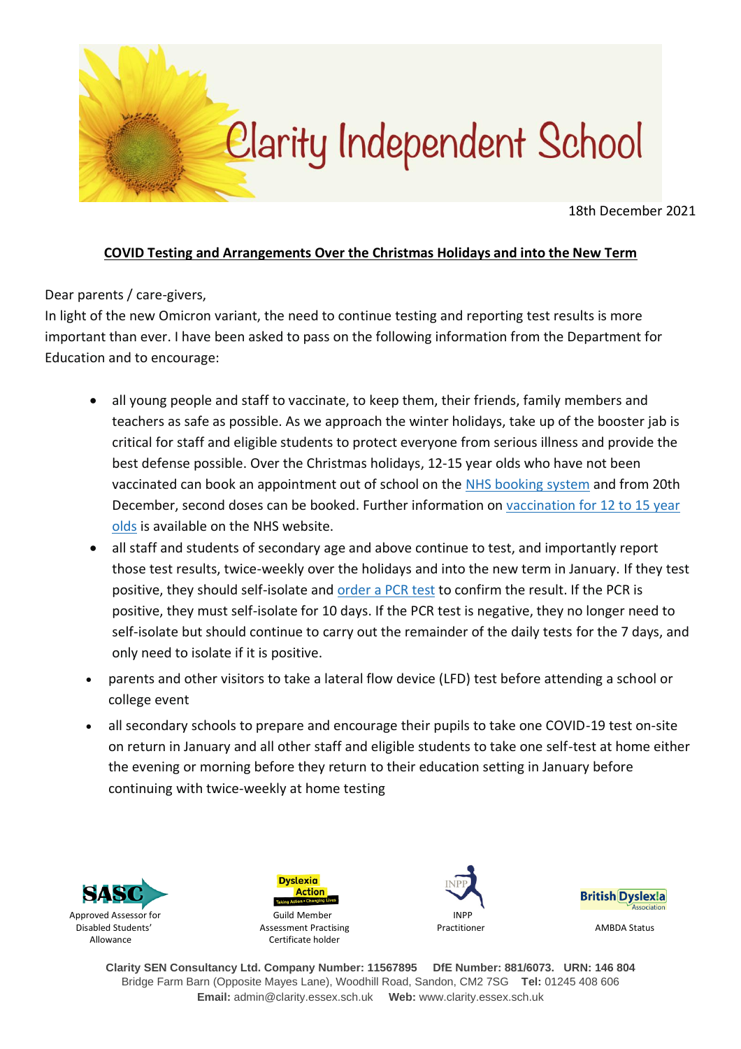# Clarity Independent School

18th December 2021

**COVID Testing and Arrangements Over the Christmas Holidays and into the New Term**

Dear parents / care-givers,

In light of the new Omicron variant, the need to continue testing and reporting test results is more important than ever. I have been asked to pass on the following information from the Department for Education and to encourage:

- all young people and staff to vaccinate, to keep them, their friends, family members and teachers as safe as possible. As we approach the winter holidays, take up of the booster jab is critical for staff and eligible students to protect everyone from serious illness and provide the best defense possible. Over the Christmas holidays, 12-15 year olds who have not been vaccinated can book an appointment out of school on the NHS booking system and from 20th December, second doses can be booked. Further information on vaccination for 12 to 15 year olds is available on the NHS website.
- all staff and students of secondary age and above continue to test, and importantly report those test results, twice-weekly over the holidays and into the new term in January. If they test positive, they should self-isolate and order a PCR test to confirm the result. If the PCR is positive, they must self-isolate for 10 days. If the PCR test is negative, they no longer need to self-isolate but should continue to carry out the remainder of the daily tests for the 7 days, and only need to isolate if it is positive.
- parents and other visitors to take a lateral flow device (LFD) test before attending a school or college event
- all secondary schools to prepare and encourage their pupils to take one COVID-19 test on-site on return in January and all other staff and eligible students to take one self-test at home either the evening or morning before they return to their education setting in January before continuing with twice-weekly at home testing

SASC — Approved Assessor for Disabled Students' Allowance

Dyslexia Action — Guild Member Assessment Practising Certificate holder

INPP — INPP Practitioner

British Dyslexia Association — AMBDA Status

**Clarity SEN Consultancy Ltd. Company Number: 11567895 DfE Number: 881/6073. URN: 146 804**
Bridge Farm Barn (Opposite Mayes Lane), Woodhill Road, Sandon, CM2 7SG **Tel:** 01245 408 606
**Email:** admin@clarity.essex.sch.uk **Web:** www.clarity.essex.sch.uk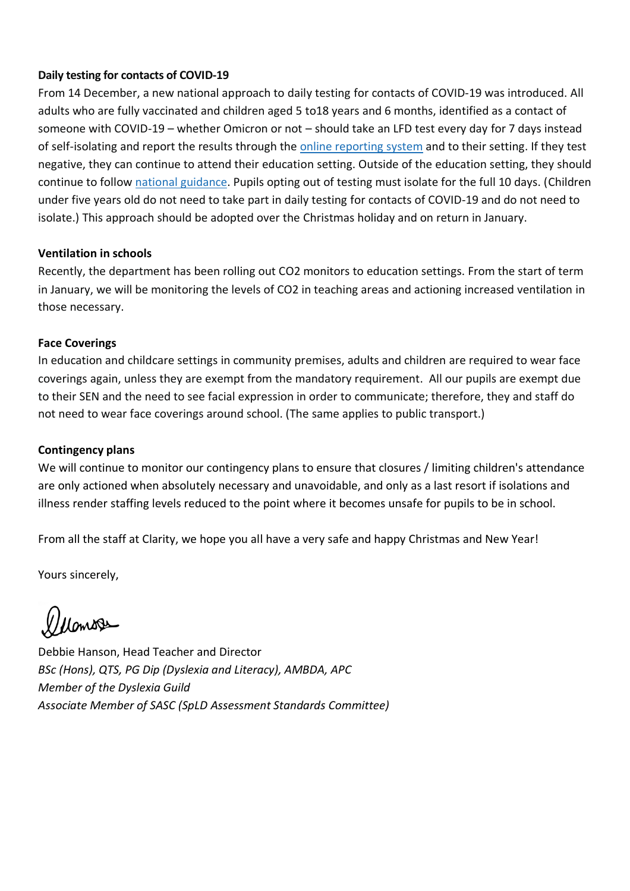**Daily testing for contacts of COVID-19**

From 14 December, a new national approach to daily testing for contacts of COVID-19 was introduced. All adults who are fully vaccinated and children aged 5 to18 years and 6 months, identified as a contact of someone with COVID-19 – whether Omicron or not – should take an LFD test every day for 7 days instead of self-isolating and report the results through the online reporting system and to their setting. If they test negative, they can continue to attend their education setting. Outside of the education setting, they should continue to follow national guidance. Pupils opting out of testing must isolate for the full 10 days. (Children under five years old do not need to take part in daily testing for contacts of COVID-19 and do not need to isolate.) This approach should be adopted over the Christmas holiday and on return in January.

**Ventilation in schools**

Recently, the department has been rolling out CO2 monitors to education settings. From the start of term in January, we will be monitoring the levels of CO2 in teaching areas and actioning increased ventilation in those necessary.

**Face Coverings**

In education and childcare settings in community premises, adults and children are required to wear face coverings again, unless they are exempt from the mandatory requirement. All our pupils are exempt due to their SEN and the need to see facial expression in order to communicate; therefore, they and staff do not need to wear face coverings around school. (The same applies to public transport.)

**Contingency plans**

We will continue to monitor our contingency plans to ensure that closures / limiting children's attendance are only actioned when absolutely necessary and unavoidable, and only as a last resort if isolations and illness render staffing levels reduced to the point where it becomes unsafe for pupils to be in school.

From all the staff at Clarity, we hope you all have a very safe and happy Christmas and New Year!

Yours sincerely,

Debbie Hanson, Head Teacher and Director
*BSc (Hons), QTS, PG Dip (Dyslexia and Literacy), AMBDA, APC*
*Member of the Dyslexia Guild*
*Associate Member of SASC (SpLD Assessment Standards Committee)*